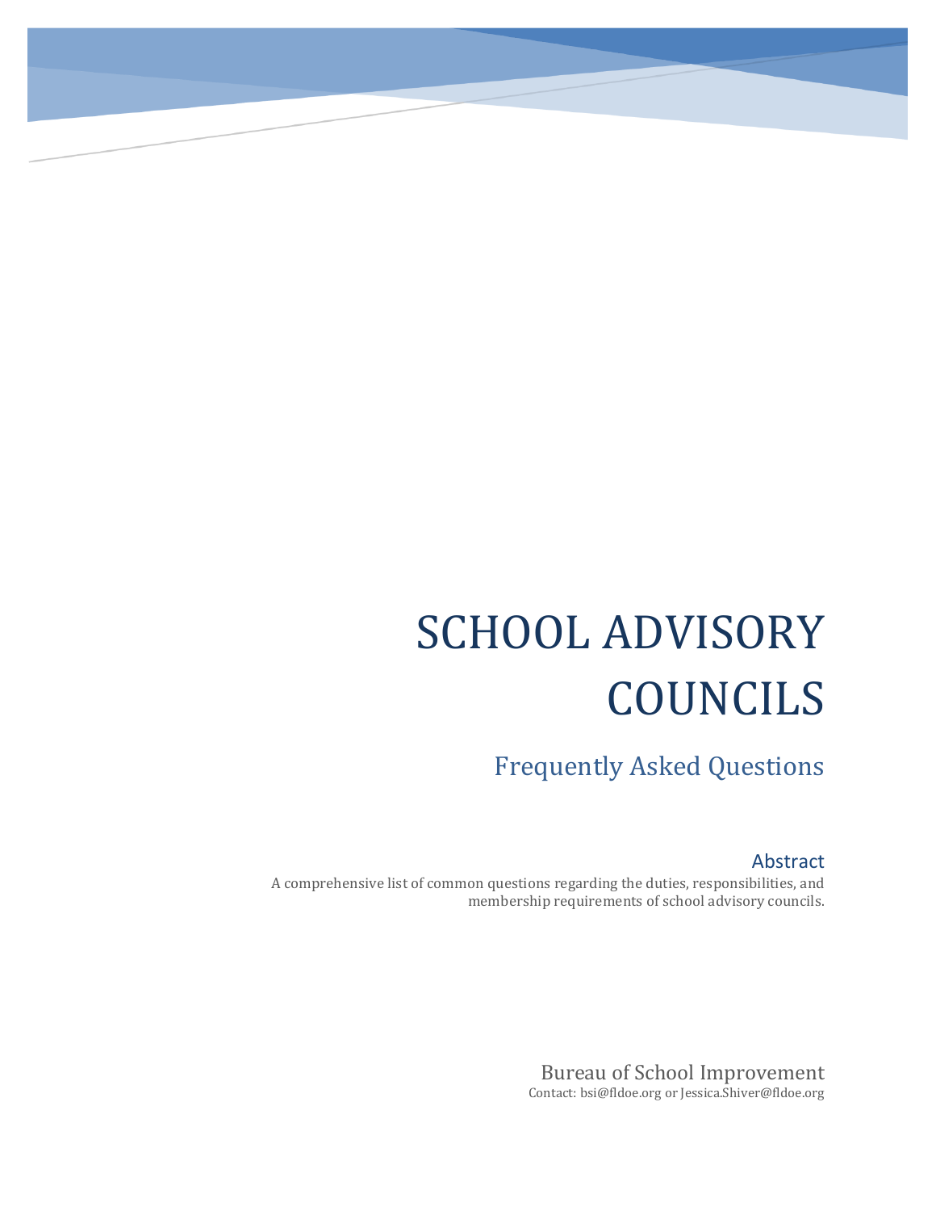# SCHOOL ADVISORY COUNCILS

## Frequently Asked Questions

### Abstract

A comprehensive list of common questions regarding the duties, responsibilities, and membership requirements of school advisory councils.

Bureau of School Improvement

Contact: bsi@fldoe.org or Jessica.Shiver@fldoe.org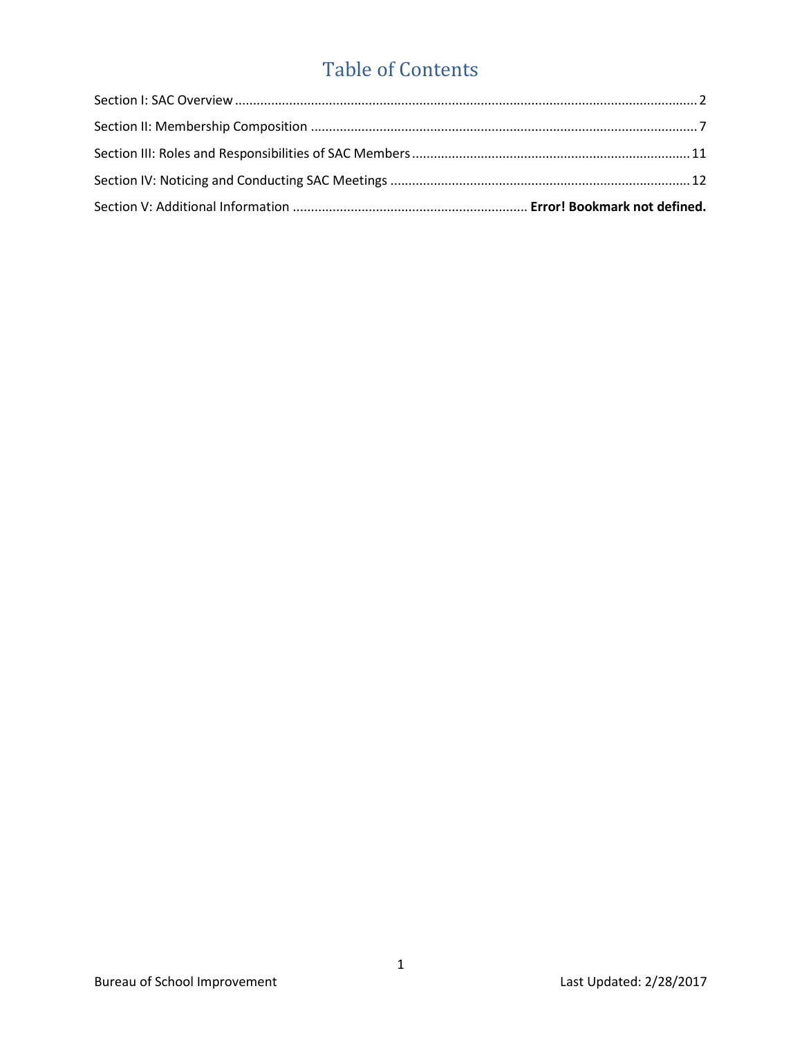# Table of Contents

Section I: SAC Overview ............................................................................................................................ 2

Section II: Membership Composition ......................................................................................................... 7

Section III: Roles and Responsibilities of SAC Members ............................................................................ 11

Section IV: Noticing and Conducting SAC Meetings .................................................................................. 12

Section V: Additional Information ................................................................ **Error! Bookmark not defined.**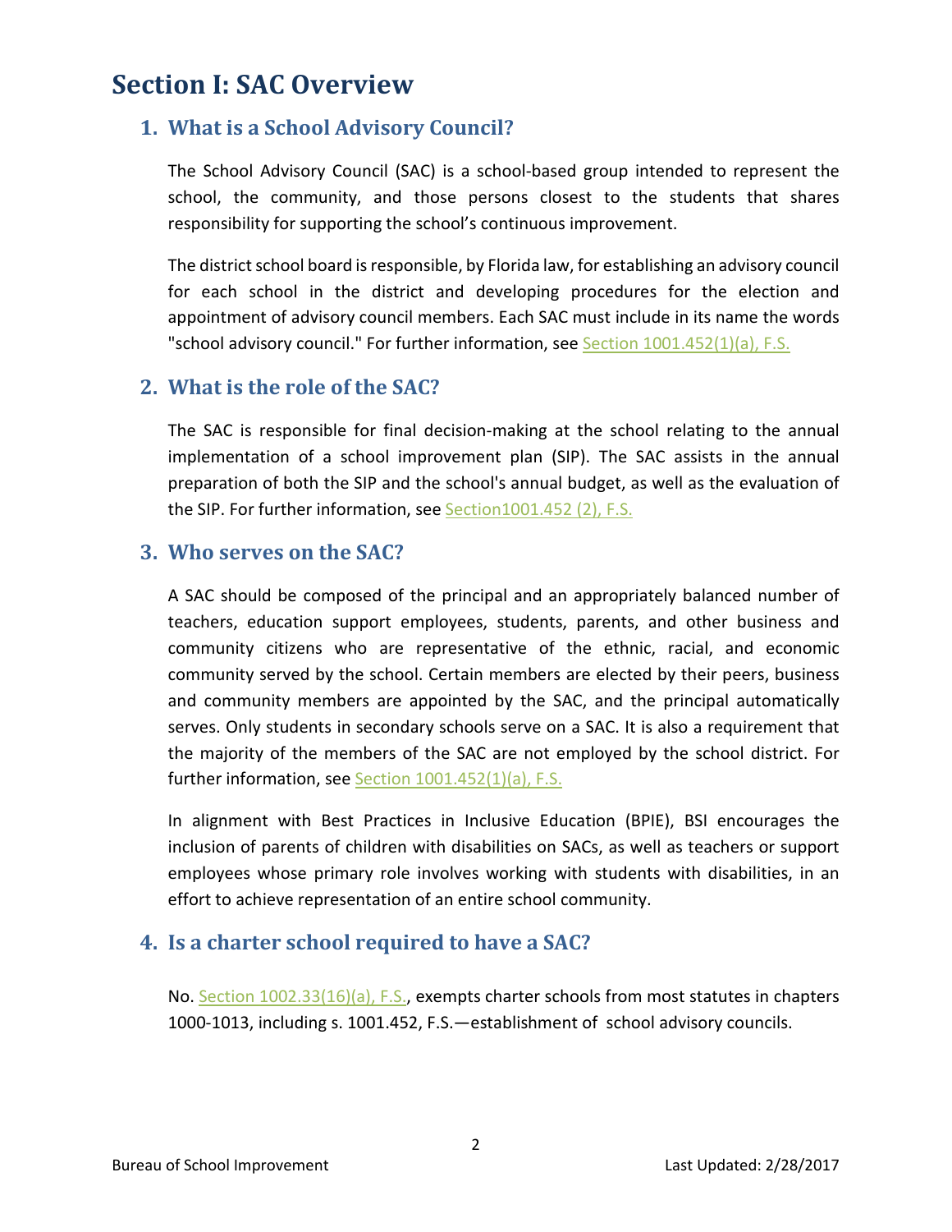# Section I: SAC Overview

## 1. What is a School Advisory Council?

The School Advisory Council (SAC) is a school-based group intended to represent the school, the community, and those persons closest to the students that shares responsibility for supporting the school's continuous improvement.

The district school board is responsible, by Florida law, for establishing an advisory council for each school in the district and developing procedures for the election and appointment of advisory council members. Each SAC must include in its name the words "school advisory council." For further information, see Section 1001.452(1)(a), F.S.

## 2. What is the role of the SAC?

The SAC is responsible for final decision-making at the school relating to the annual implementation of a school improvement plan (SIP). The SAC assists in the annual preparation of both the SIP and the school's annual budget, as well as the evaluation of the SIP. For further information, see Section1001.452 (2), F.S.

## 3. Who serves on the SAC?

A SAC should be composed of the principal and an appropriately balanced number of teachers, education support employees, students, parents, and other business and community citizens who are representative of the ethnic, racial, and economic community served by the school. Certain members are elected by their peers, business and community members are appointed by the SAC, and the principal automatically serves. Only students in secondary schools serve on a SAC. It is also a requirement that the majority of the members of the SAC are not employed by the school district. For further information, see Section 1001.452(1)(a), F.S.

In alignment with Best Practices in Inclusive Education (BPIE), BSI encourages the inclusion of parents of children with disabilities on SACs, as well as teachers or support employees whose primary role involves working with students with disabilities, in an effort to achieve representation of an entire school community.

## 4. Is a charter school required to have a SAC?

No. Section 1002.33(16)(a), F.S., exempts charter schools from most statutes in chapters 1000-1013, including s. 1001.452, F.S.—establishment of school advisory councils.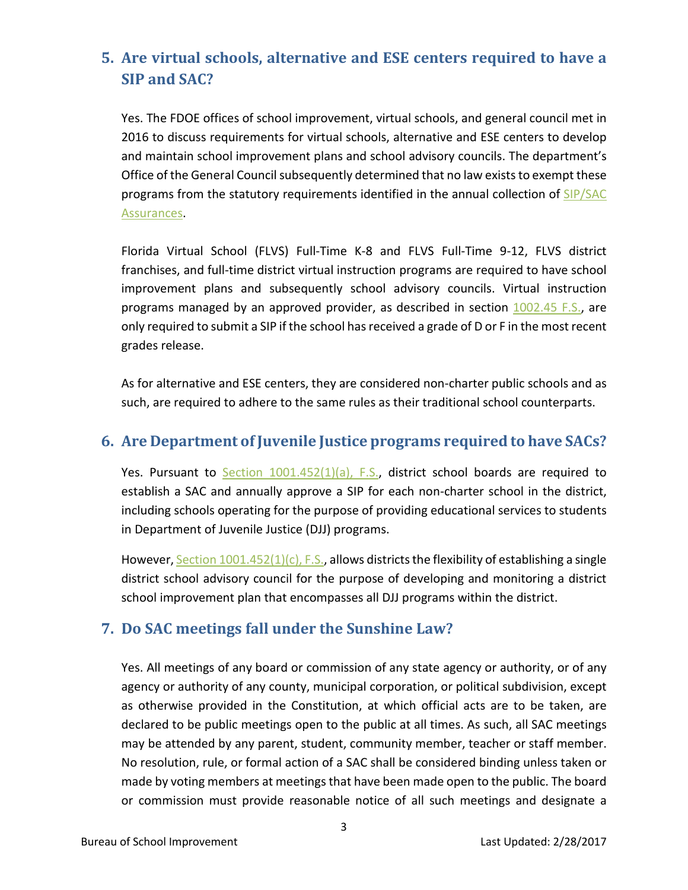## 5. Are virtual schools, alternative and ESE centers required to have a SIP and SAC?

Yes. The FDOE offices of school improvement, virtual schools, and general council met in 2016 to discuss requirements for virtual schools, alternative and ESE centers to develop and maintain school improvement plans and school advisory councils. The department's Office of the General Council subsequently determined that no law exists to exempt these programs from the statutory requirements identified in the annual collection of SIP/SAC Assurances.

Florida Virtual School (FLVS) Full-Time K-8 and FLVS Full-Time 9-12, FLVS district franchises, and full-time district virtual instruction programs are required to have school improvement plans and subsequently school advisory councils. Virtual instruction programs managed by an approved provider, as described in section 1002.45 F.S., are only required to submit a SIP if the school has received a grade of D or F in the most recent grades release.

As for alternative and ESE centers, they are considered non-charter public schools and as such, are required to adhere to the same rules as their traditional school counterparts.

## 6. Are Department of Juvenile Justice programs required to have SACs?

Yes. Pursuant to Section 1001.452(1)(a), F.S., district school boards are required to establish a SAC and annually approve a SIP for each non-charter school in the district, including schools operating for the purpose of providing educational services to students in Department of Juvenile Justice (DJJ) programs.

However, Section 1001.452(1)(c), F.S., allows districts the flexibility of establishing a single district school advisory council for the purpose of developing and monitoring a district school improvement plan that encompasses all DJJ programs within the district.

## 7. Do SAC meetings fall under the Sunshine Law?

Yes. All meetings of any board or commission of any state agency or authority, or of any agency or authority of any county, municipal corporation, or political subdivision, except as otherwise provided in the Constitution, at which official acts are to be taken, are declared to be public meetings open to the public at all times. As such, all SAC meetings may be attended by any parent, student, community member, teacher or staff member. No resolution, rule, or formal action of a SAC shall be considered binding unless taken or made by voting members at meetings that have been made open to the public. The board or commission must provide reasonable notice of all such meetings and designate a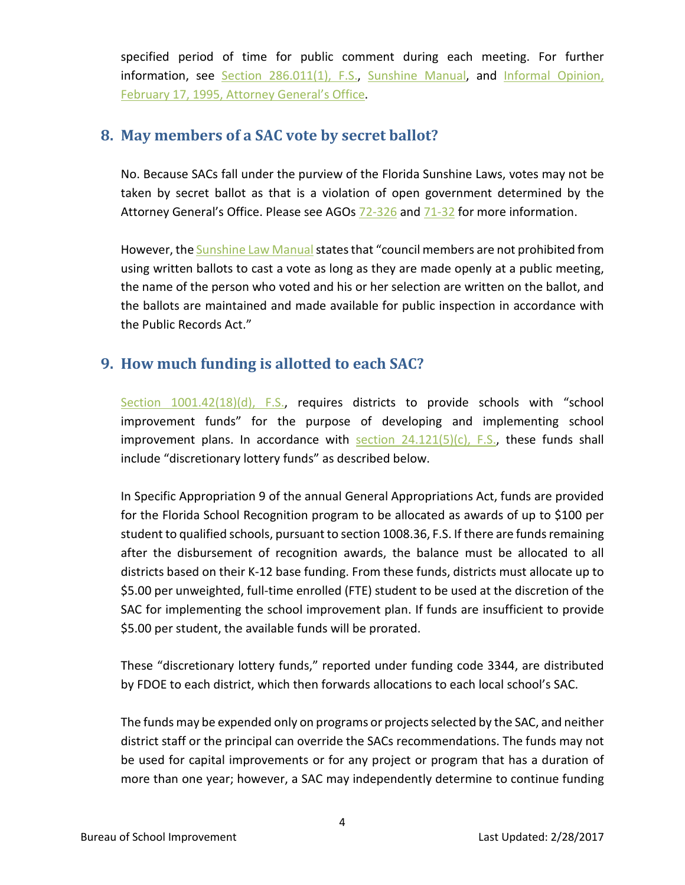specified period of time for public comment during each meeting. For further information, see Section 286.011(1), F.S., Sunshine Manual, and Informal Opinion, February 17, 1995, Attorney General's Office.

## 8. May members of a SAC vote by secret ballot?

No. Because SACs fall under the purview of the Florida Sunshine Laws, votes may not be taken by secret ballot as that is a violation of open government determined by the Attorney General's Office. Please see AGOs 72-326 and 71-32 for more information.

However, the Sunshine Law Manual states that "council members are not prohibited from using written ballots to cast a vote as long as they are made openly at a public meeting, the name of the person who voted and his or her selection are written on the ballot, and the ballots are maintained and made available for public inspection in accordance with the Public Records Act."

## 9. How much funding is allotted to each SAC?

Section 1001.42(18)(d), F.S., requires districts to provide schools with "school improvement funds" for the purpose of developing and implementing school improvement plans. In accordance with section 24.121(5)(c), F.S., these funds shall include "discretionary lottery funds" as described below.

In Specific Appropriation 9 of the annual General Appropriations Act, funds are provided for the Florida School Recognition program to be allocated as awards of up to $100 per student to qualified schools, pursuant to section 1008.36, F.S. If there are funds remaining after the disbursement of recognition awards, the balance must be allocated to all districts based on their K-12 base funding. From these funds, districts must allocate up to $5.00 per unweighted, full-time enrolled (FTE) student to be used at the discretion of the SAC for implementing the school improvement plan. If funds are insufficient to provide $5.00 per student, the available funds will be prorated.

These "discretionary lottery funds," reported under funding code 3344, are distributed by FDOE to each district, which then forwards allocations to each local school's SAC.

The funds may be expended only on programs or projects selected by the SAC, and neither district staff or the principal can override the SACs recommendations. The funds may not be used for capital improvements or for any project or program that has a duration of more than one year; however, a SAC may independently determine to continue funding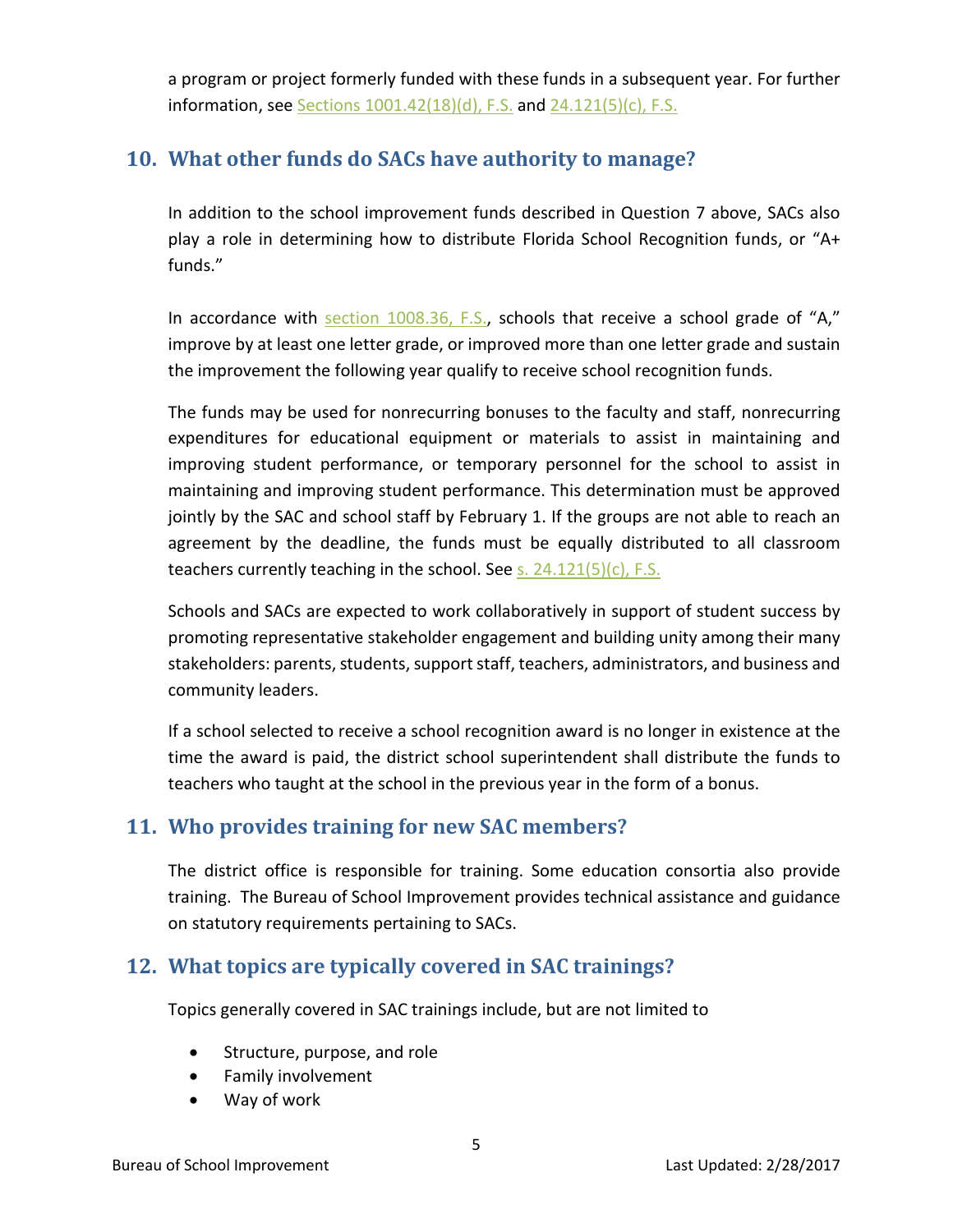a program or project formerly funded with these funds in a subsequent year. For further information, see Sections 1001.42(18)(d), F.S. and 24.121(5)(c), F.S.

## 10. What other funds do SACs have authority to manage?

In addition to the school improvement funds described in Question 7 above, SACs also play a role in determining how to distribute Florida School Recognition funds, or "A+ funds."

In accordance with section 1008.36, F.S., schools that receive a school grade of "A," improve by at least one letter grade, or improved more than one letter grade and sustain the improvement the following year qualify to receive school recognition funds.

The funds may be used for nonrecurring bonuses to the faculty and staff, nonrecurring expenditures for educational equipment or materials to assist in maintaining and improving student performance, or temporary personnel for the school to assist in maintaining and improving student performance. This determination must be approved jointly by the SAC and school staff by February 1. If the groups are not able to reach an agreement by the deadline, the funds must be equally distributed to all classroom teachers currently teaching in the school. See s. 24.121(5)(c), F.S.

Schools and SACs are expected to work collaboratively in support of student success by promoting representative stakeholder engagement and building unity among their many stakeholders: parents, students, support staff, teachers, administrators, and business and community leaders.

If a school selected to receive a school recognition award is no longer in existence at the time the award is paid, the district school superintendent shall distribute the funds to teachers who taught at the school in the previous year in the form of a bonus.

## 11. Who provides training for new SAC members?

The district office is responsible for training. Some education consortia also provide training. The Bureau of School Improvement provides technical assistance and guidance on statutory requirements pertaining to SACs.

## 12. What topics are typically covered in SAC trainings?

Topics generally covered in SAC trainings include, but are not limited to

- Structure, purpose, and role
- Family involvement
- Way of work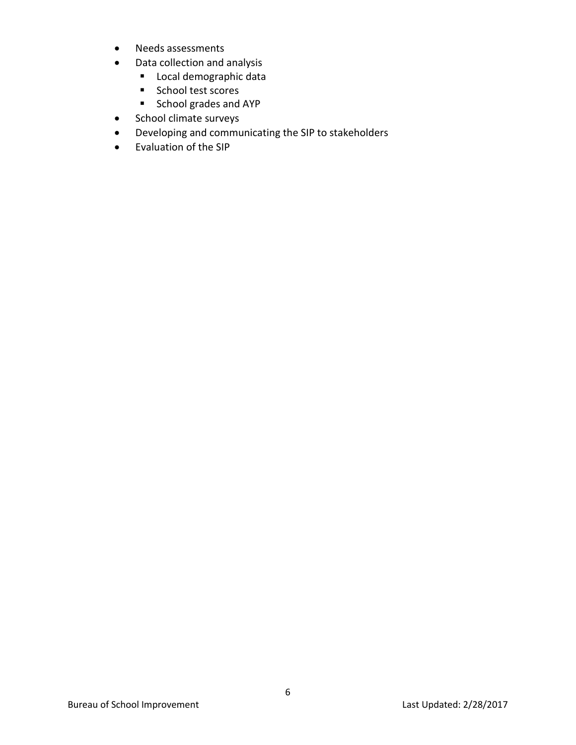- Needs assessments
- Data collection and analysis
    - Local demographic data
    - School test scores
    - School grades and AYP
- School climate surveys
- Developing and communicating the SIP to stakeholders
- Evaluation of the SIP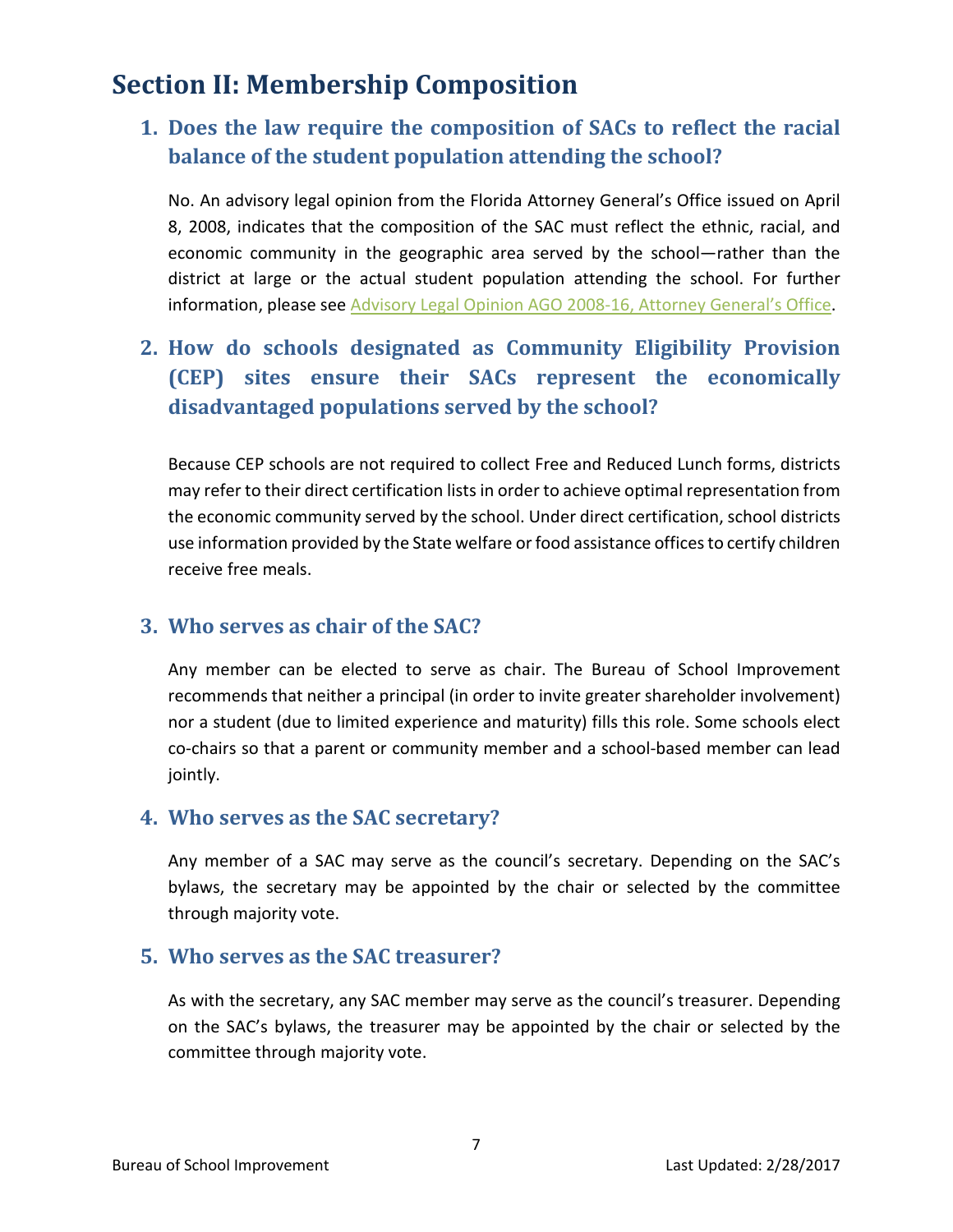## Section II: Membership Composition

### 1. Does the law require the composition of SACs to reflect the racial balance of the student population attending the school?

No. An advisory legal opinion from the Florida Attorney General's Office issued on April 8, 2008, indicates that the composition of the SAC must reflect the ethnic, racial, and economic community in the geographic area served by the school—rather than the district at large or the actual student population attending the school. For further information, please see [Advisory Legal Opinion AGO 2008-16, Attorney General's Office](#).

### 2. How do schools designated as Community Eligibility Provision (CEP) sites ensure their SACs represent the economically disadvantaged populations served by the school?

Because CEP schools are not required to collect Free and Reduced Lunch forms, districts may refer to their direct certification lists in order to achieve optimal representation from the economic community served by the school. Under direct certification, school districts use information provided by the State welfare or food assistance offices to certify children receive free meals.

### 3. Who serves as chair of the SAC?

Any member can be elected to serve as chair. The Bureau of School Improvement recommends that neither a principal (in order to invite greater shareholder involvement) nor a student (due to limited experience and maturity) fills this role. Some schools elect co-chairs so that a parent or community member and a school-based member can lead jointly.

### 4. Who serves as the SAC secretary?

Any member of a SAC may serve as the council's secretary. Depending on the SAC's bylaws, the secretary may be appointed by the chair or selected by the committee through majority vote.

### 5. Who serves as the SAC treasurer?

As with the secretary, any SAC member may serve as the council's treasurer. Depending on the SAC's bylaws, the treasurer may be appointed by the chair or selected by the committee through majority vote.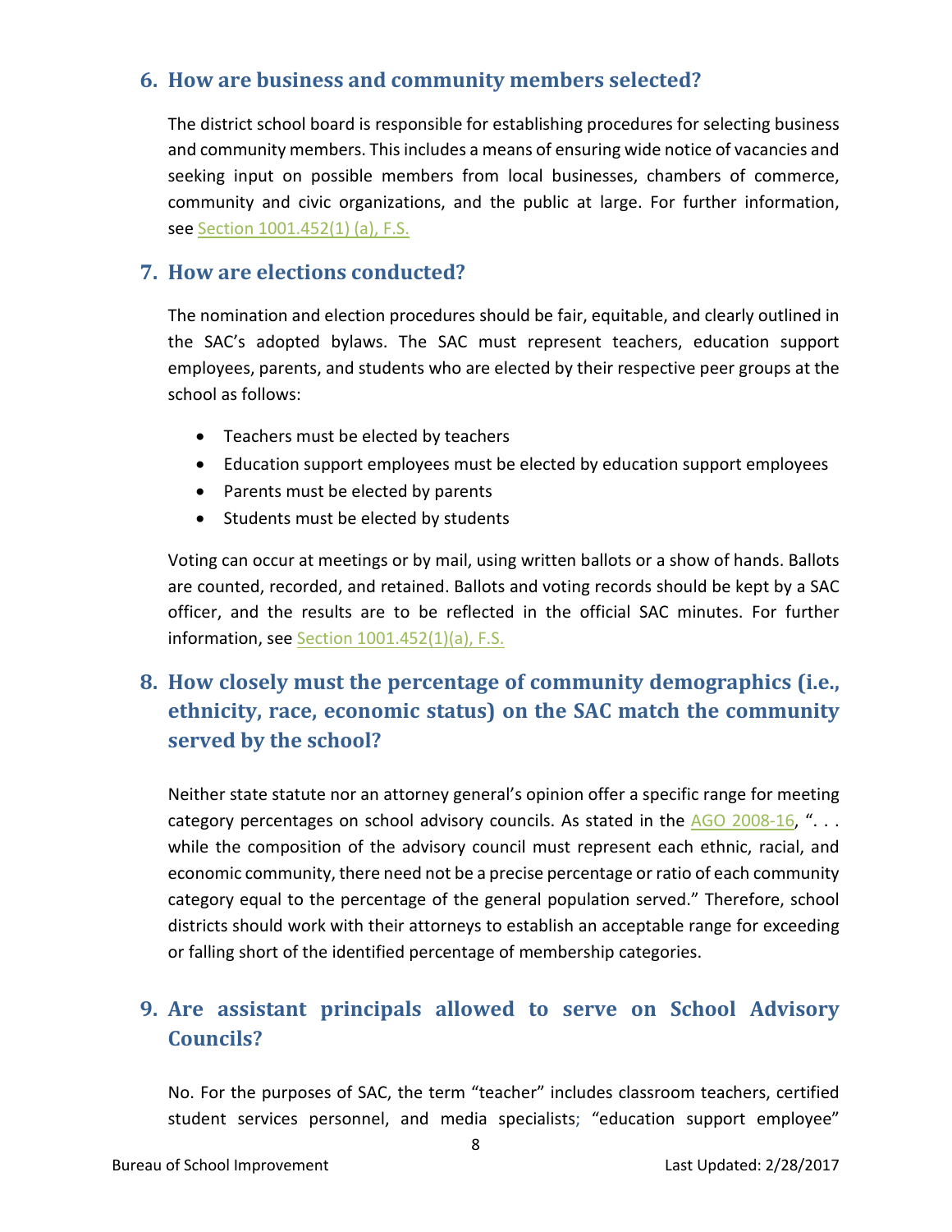## 6. How are business and community members selected?

The district school board is responsible for establishing procedures for selecting business and community members. This includes a means of ensuring wide notice of vacancies and seeking input on possible members from local businesses, chambers of commerce, community and civic organizations, and the public at large. For further information, see [Section 1001.452(1) (a), F.S.]

## 7. How are elections conducted?

The nomination and election procedures should be fair, equitable, and clearly outlined in the SAC's adopted bylaws. The SAC must represent teachers, education support employees, parents, and students who are elected by their respective peer groups at the school as follows:

- Teachers must be elected by teachers
- Education support employees must be elected by education support employees
- Parents must be elected by parents
- Students must be elected by students

Voting can occur at meetings or by mail, using written ballots or a show of hands. Ballots are counted, recorded, and retained. Ballots and voting records should be kept by a SAC officer, and the results are to be reflected in the official SAC minutes. For further information, see [Section 1001.452(1)(a), F.S.]

## 8. How closely must the percentage of community demographics (i.e., ethnicity, race, economic status) on the SAC match the community served by the school?

Neither state statute nor an attorney general's opinion offer a specific range for meeting category percentages on school advisory councils. As stated in the [AGO 2008-16], ". . . while the composition of the advisory council must represent each ethnic, racial, and economic community, there need not be a precise percentage or ratio of each community category equal to the percentage of the general population served." Therefore, school districts should work with their attorneys to establish an acceptable range for exceeding or falling short of the identified percentage of membership categories.

## 9. Are assistant principals allowed to serve on School Advisory Councils?

No. For the purposes of SAC, the term "teacher" includes classroom teachers, certified student services personnel, and media specialists; "education support employee"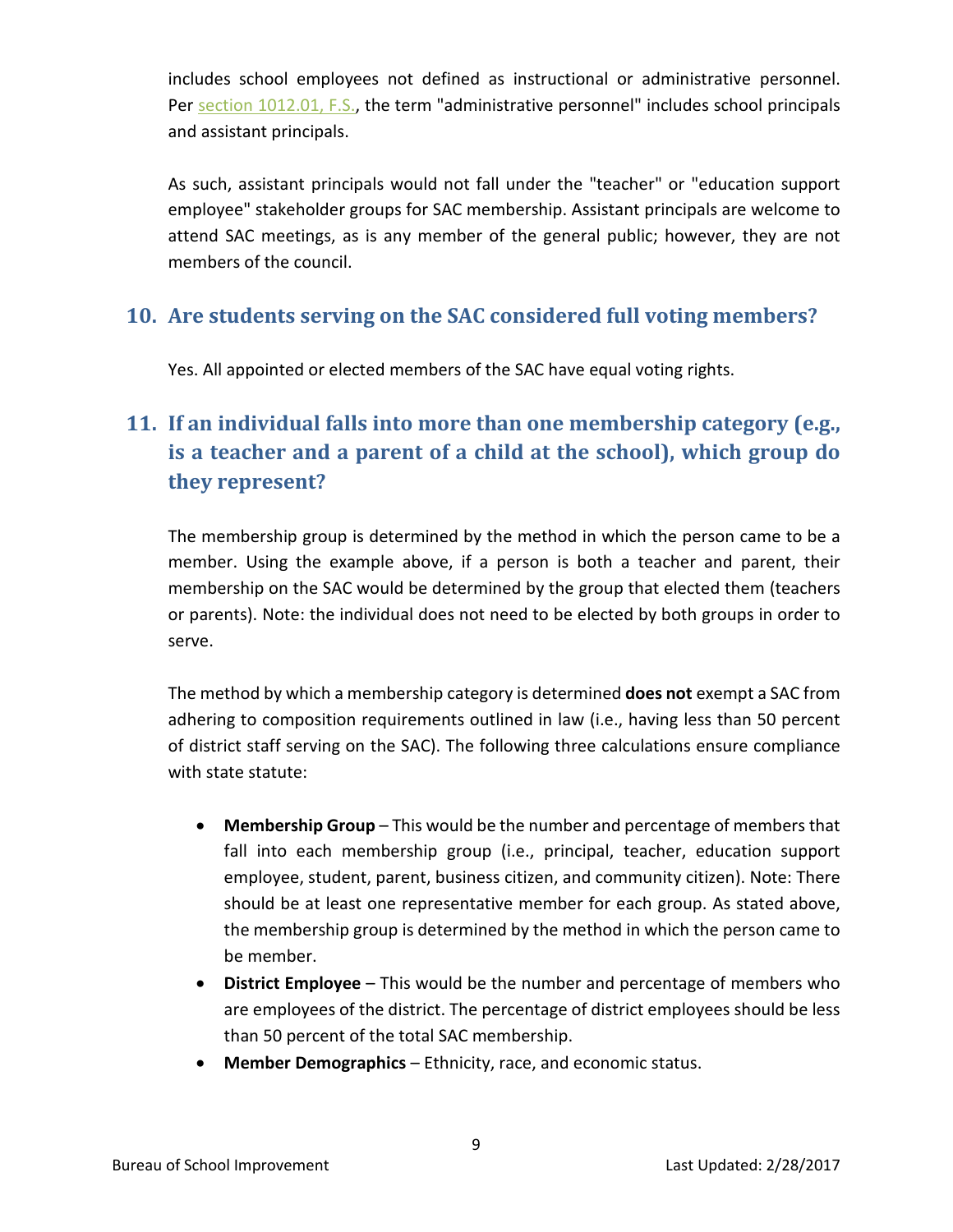includes school employees not defined as instructional or administrative personnel. Per section 1012.01, F.S., the term "administrative personnel" includes school principals and assistant principals.

As such, assistant principals would not fall under the "teacher" or "education support employee" stakeholder groups for SAC membership. Assistant principals are welcome to attend SAC meetings, as is any member of the general public; however, they are not members of the council.

## 10. Are students serving on the SAC considered full voting members?

Yes. All appointed or elected members of the SAC have equal voting rights.

## 11. If an individual falls into more than one membership category (e.g., is a teacher and a parent of a child at the school), which group do they represent?

The membership group is determined by the method in which the person came to be a member. Using the example above, if a person is both a teacher and parent, their membership on the SAC would be determined by the group that elected them (teachers or parents). Note: the individual does not need to be elected by both groups in order to serve.

The method by which a membership category is determined **does not** exempt a SAC from adhering to composition requirements outlined in law (i.e., having less than 50 percent of district staff serving on the SAC). The following three calculations ensure compliance with state statute:

- **Membership Group** – This would be the number and percentage of members that fall into each membership group (i.e., principal, teacher, education support employee, student, parent, business citizen, and community citizen). Note: There should be at least one representative member for each group. As stated above, the membership group is determined by the method in which the person came to be member.
- **District Employee** – This would be the number and percentage of members who are employees of the district. The percentage of district employees should be less than 50 percent of the total SAC membership.
- **Member Demographics** – Ethnicity, race, and economic status.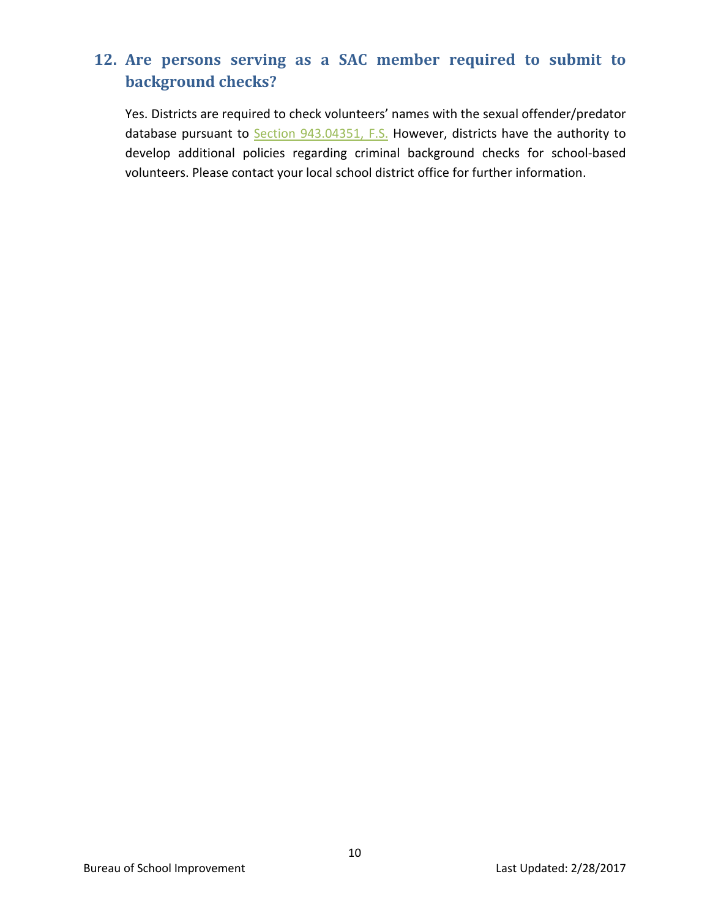## 12. Are persons serving as a SAC member required to submit to background checks?

Yes. Districts are required to check volunteers' names with the sexual offender/predator database pursuant to Section 943.04351, F.S. However, districts have the authority to develop additional policies regarding criminal background checks for school-based volunteers. Please contact your local school district office for further information.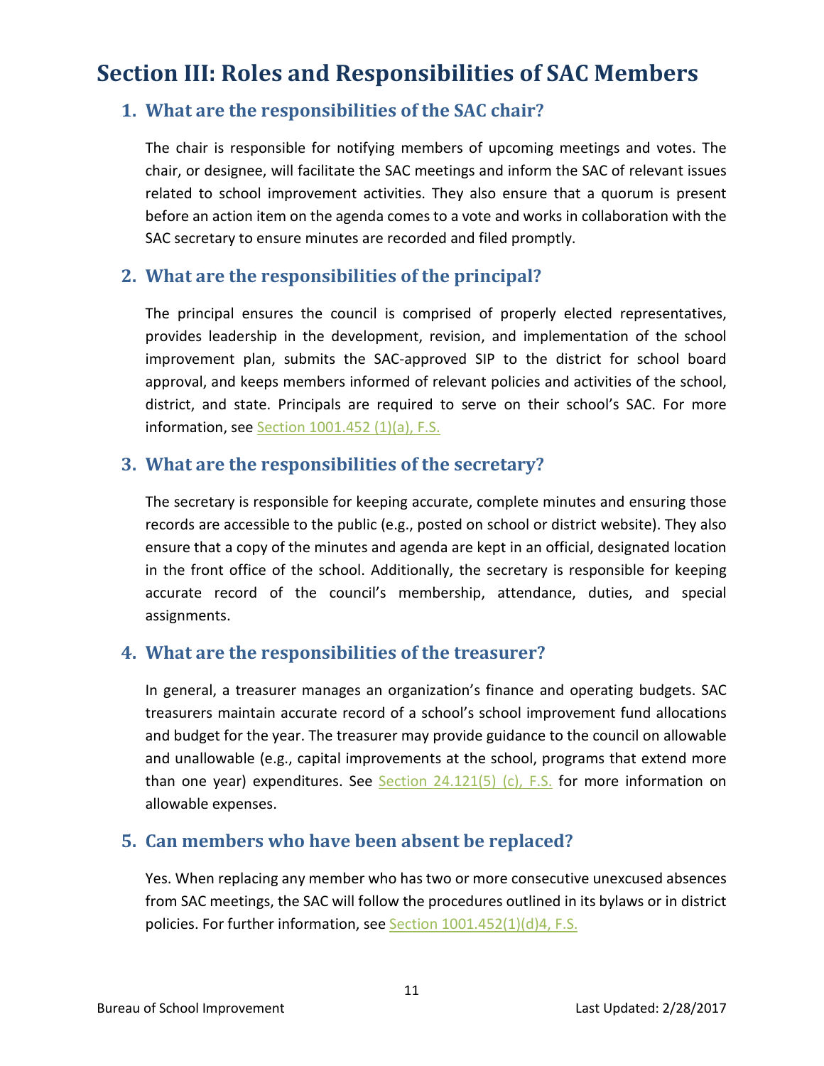# Section III: Roles and Responsibilities of SAC Members

## 1. What are the responsibilities of the SAC chair?

The chair is responsible for notifying members of upcoming meetings and votes. The chair, or designee, will facilitate the SAC meetings and inform the SAC of relevant issues related to school improvement activities. They also ensure that a quorum is present before an action item on the agenda comes to a vote and works in collaboration with the SAC secretary to ensure minutes are recorded and filed promptly.

## 2. What are the responsibilities of the principal?

The principal ensures the council is comprised of properly elected representatives, provides leadership in the development, revision, and implementation of the school improvement plan, submits the SAC-approved SIP to the district for school board approval, and keeps members informed of relevant policies and activities of the school, district, and state. Principals are required to serve on their school's SAC. For more information, see Section 1001.452 (1)(a), F.S.

## 3. What are the responsibilities of the secretary?

The secretary is responsible for keeping accurate, complete minutes and ensuring those records are accessible to the public (e.g., posted on school or district website). They also ensure that a copy of the minutes and agenda are kept in an official, designated location in the front office of the school. Additionally, the secretary is responsible for keeping accurate record of the council's membership, attendance, duties, and special assignments.

## 4. What are the responsibilities of the treasurer?

In general, a treasurer manages an organization's finance and operating budgets. SAC treasurers maintain accurate record of a school's school improvement fund allocations and budget for the year. The treasurer may provide guidance to the council on allowable and unallowable (e.g., capital improvements at the school, programs that extend more than one year) expenditures. See Section 24.121(5) (c), F.S. for more information on allowable expenses.

## 5. Can members who have been absent be replaced?

Yes. When replacing any member who has two or more consecutive unexcused absences from SAC meetings, the SAC will follow the procedures outlined in its bylaws or in district policies. For further information, see Section 1001.452(1)(d)4, F.S.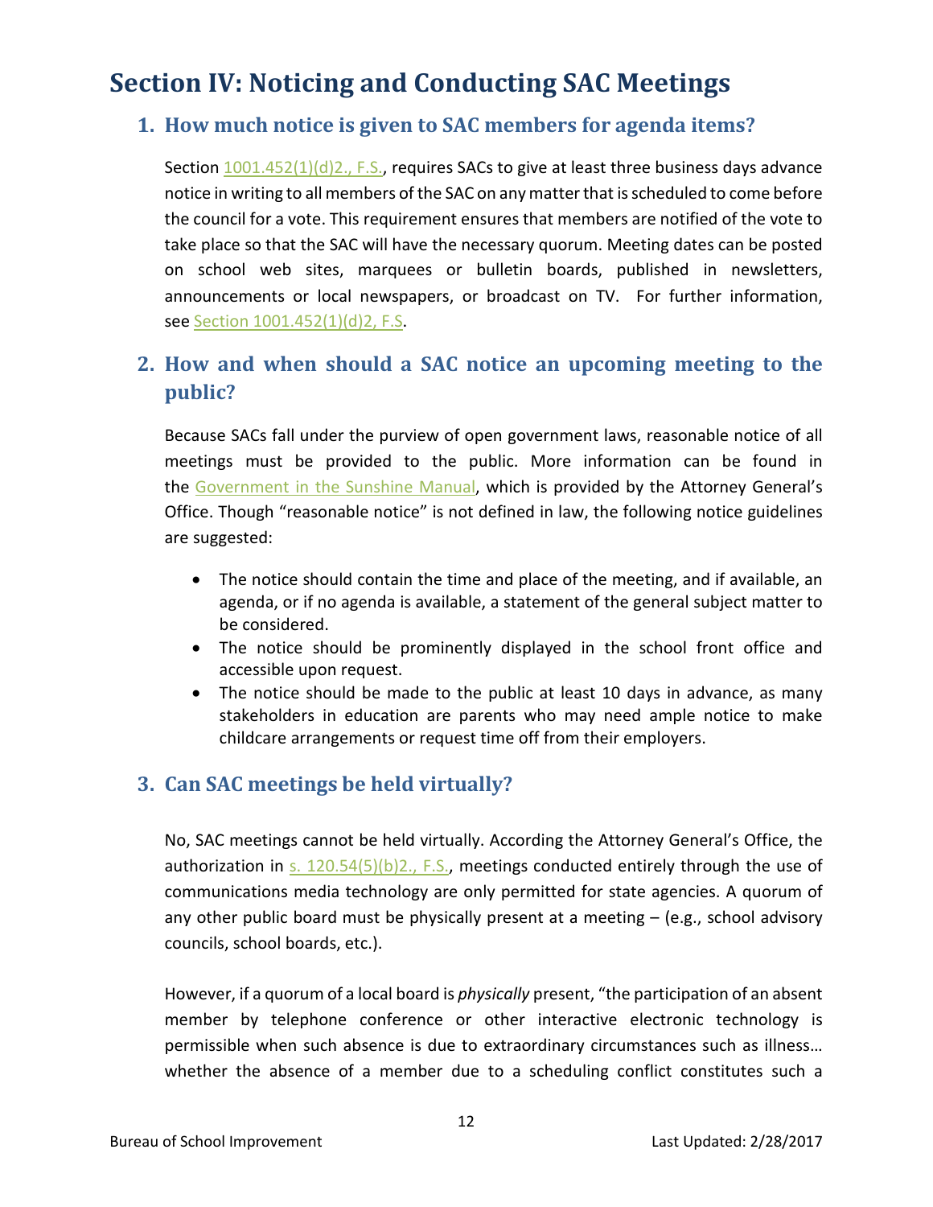# Section IV: Noticing and Conducting SAC Meetings

## 1. How much notice is given to SAC members for agenda items?

Section 1001.452(1)(d)2., F.S., requires SACs to give at least three business days advance notice in writing to all members of the SAC on any matter that is scheduled to come before the council for a vote. This requirement ensures that members are notified of the vote to take place so that the SAC will have the necessary quorum. Meeting dates can be posted on school web sites, marquees or bulletin boards, published in newsletters, announcements or local newspapers, or broadcast on TV. For further information, see Section 1001.452(1)(d)2, F.S.

## 2. How and when should a SAC notice an upcoming meeting to the public?

Because SACs fall under the purview of open government laws, reasonable notice of all meetings must be provided to the public. More information can be found in the Government in the Sunshine Manual, which is provided by the Attorney General's Office. Though "reasonable notice" is not defined in law, the following notice guidelines are suggested:

- The notice should contain the time and place of the meeting, and if available, an agenda, or if no agenda is available, a statement of the general subject matter to be considered.
- The notice should be prominently displayed in the school front office and accessible upon request.
- The notice should be made to the public at least 10 days in advance, as many stakeholders in education are parents who may need ample notice to make childcare arrangements or request time off from their employers.

## 3. Can SAC meetings be held virtually?

No, SAC meetings cannot be held virtually. According the Attorney General's Office, the authorization in s. 120.54(5)(b)2., F.S., meetings conducted entirely through the use of communications media technology are only permitted for state agencies. A quorum of any other public board must be physically present at a meeting – (e.g., school advisory councils, school boards, etc.).

However, if a quorum of a local board is *physically* present, "the participation of an absent member by telephone conference or other interactive electronic technology is permissible when such absence is due to extraordinary circumstances such as illness… whether the absence of a member due to a scheduling conflict constitutes such a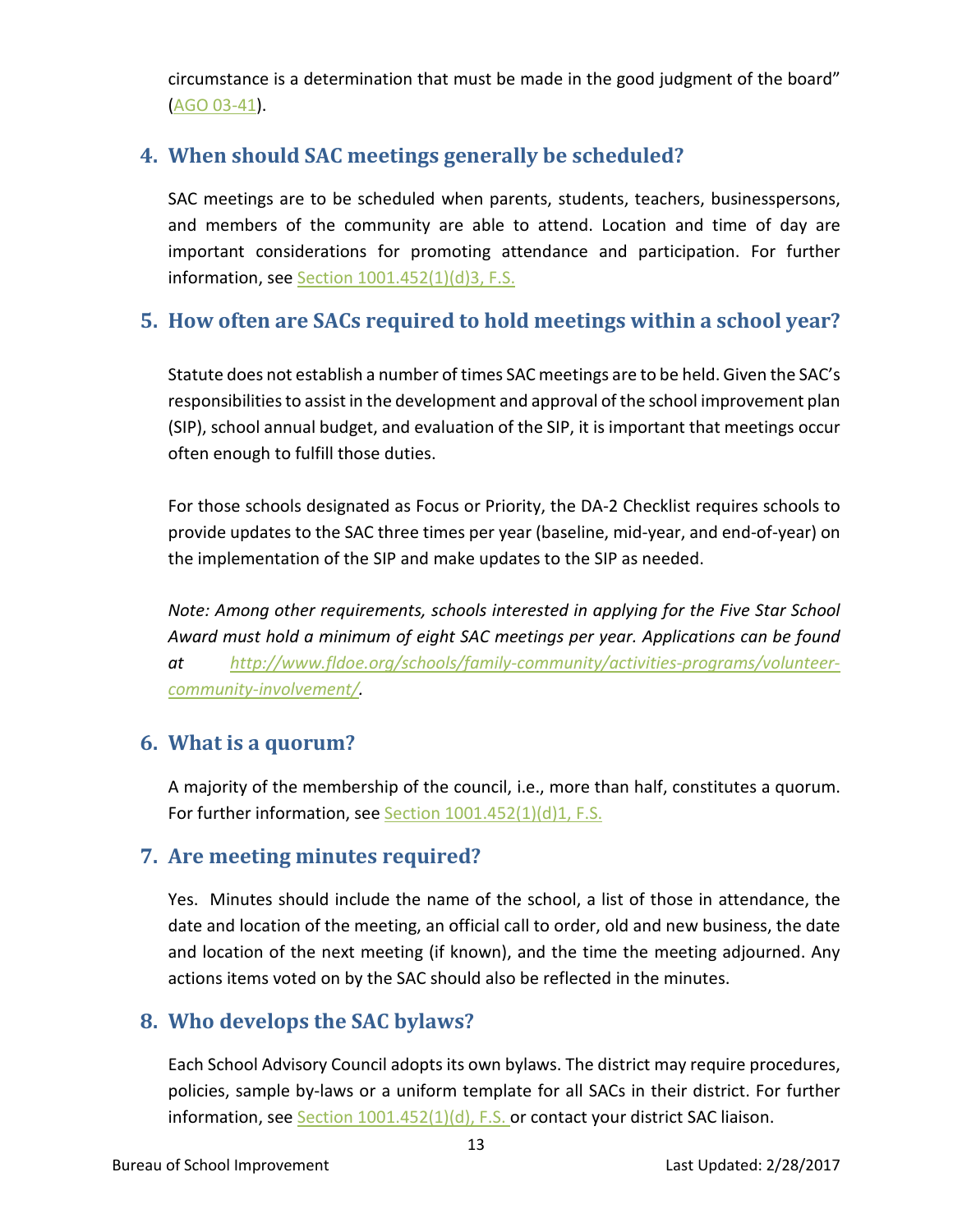circumstance is a determination that must be made in the good judgment of the board" (AGO 03-41).

## 4. When should SAC meetings generally be scheduled?

SAC meetings are to be scheduled when parents, students, teachers, businesspersons, and members of the community are able to attend. Location and time of day are important considerations for promoting attendance and participation. For further information, see Section 1001.452(1)(d)3, F.S.

## 5. How often are SACs required to hold meetings within a school year?

Statute does not establish a number of times SAC meetings are to be held. Given the SAC's responsibilities to assist in the development and approval of the school improvement plan (SIP), school annual budget, and evaluation of the SIP, it is important that meetings occur often enough to fulfill those duties.

For those schools designated as Focus or Priority, the DA-2 Checklist requires schools to provide updates to the SAC three times per year (baseline, mid-year, and end-of-year) on the implementation of the SIP and make updates to the SIP as needed.

*Note: Among other requirements, schools interested in applying for the Five Star School Award must hold a minimum of eight SAC meetings per year. Applications can be found at http://www.fldoe.org/schools/family-community/activities-programs/volunteer-community-involvement/.*

## 6. What is a quorum?

A majority of the membership of the council, i.e., more than half, constitutes a quorum. For further information, see Section 1001.452(1)(d)1, F.S.

## 7. Are meeting minutes required?

Yes. Minutes should include the name of the school, a list of those in attendance, the date and location of the meeting, an official call to order, old and new business, the date and location of the next meeting (if known), and the time the meeting adjourned. Any actions items voted on by the SAC should also be reflected in the minutes.

## 8. Who develops the SAC bylaws?

Each School Advisory Council adopts its own bylaws. The district may require procedures, policies, sample by-laws or a uniform template for all SACs in their district. For further information, see Section 1001.452(1)(d), F.S. or contact your district SAC liaison.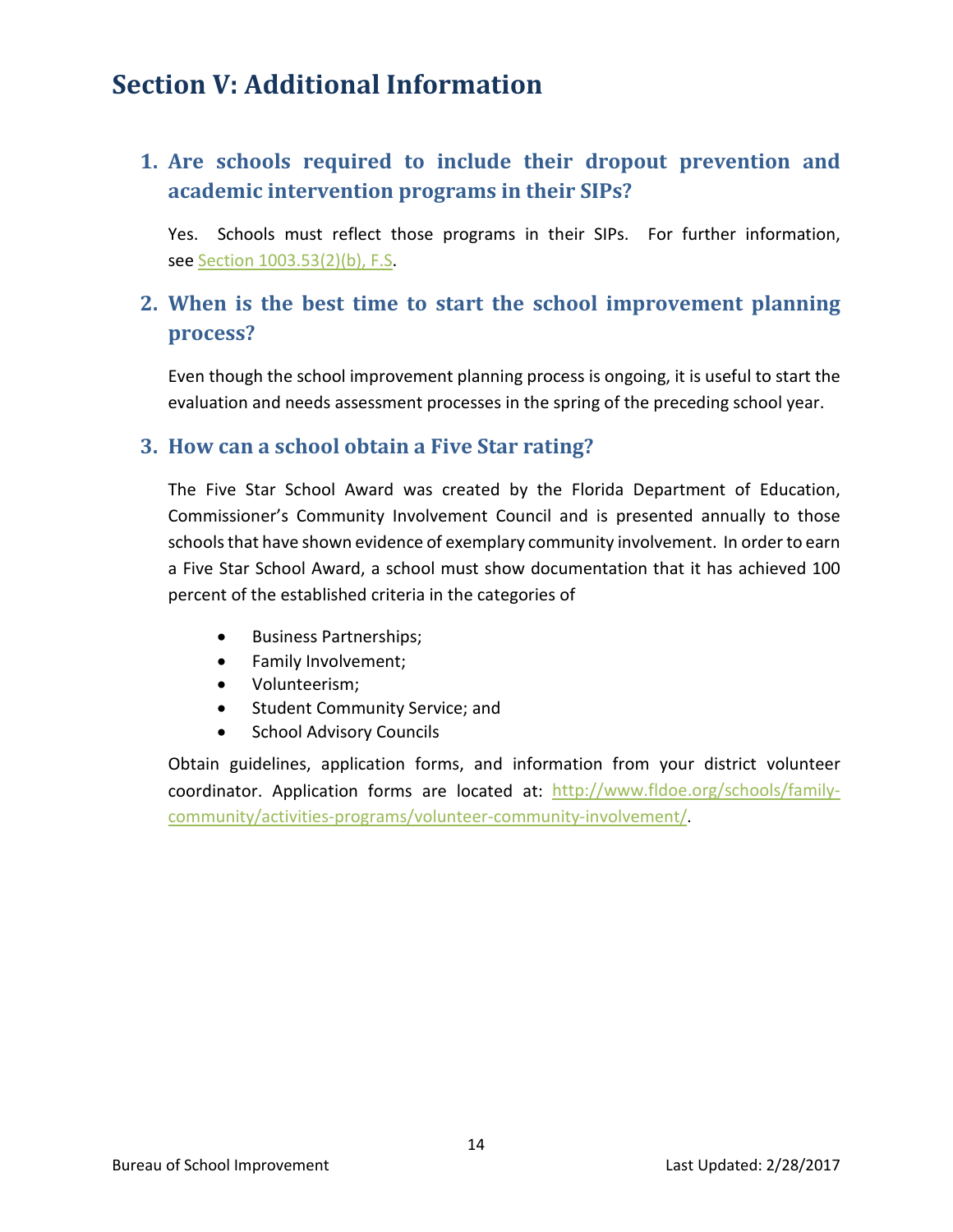# Section V: Additional Information

## 1. Are schools required to include their dropout prevention and academic intervention programs in their SIPs?

Yes. Schools must reflect those programs in their SIPs. For further information, see [Section 1003.53(2)(b), F.S](Section 1003.53(2)(b), F.S).

## 2. When is the best time to start the school improvement planning process?

Even though the school improvement planning process is ongoing, it is useful to start the evaluation and needs assessment processes in the spring of the preceding school year.

## 3. How can a school obtain a Five Star rating?

The Five Star School Award was created by the Florida Department of Education, Commissioner's Community Involvement Council and is presented annually to those schools that have shown evidence of exemplary community involvement. In order to earn a Five Star School Award, a school must show documentation that it has achieved 100 percent of the established criteria in the categories of

- Business Partnerships;
- Family Involvement;
- Volunteerism;
- Student Community Service; and
- School Advisory Councils

Obtain guidelines, application forms, and information from your district volunteer coordinator. Application forms are located at: [http://www.fldoe.org/schools/family-community/activities-programs/volunteer-community-involvement/](http://www.fldoe.org/schools/family-community/activities-programs/volunteer-community-involvement/).